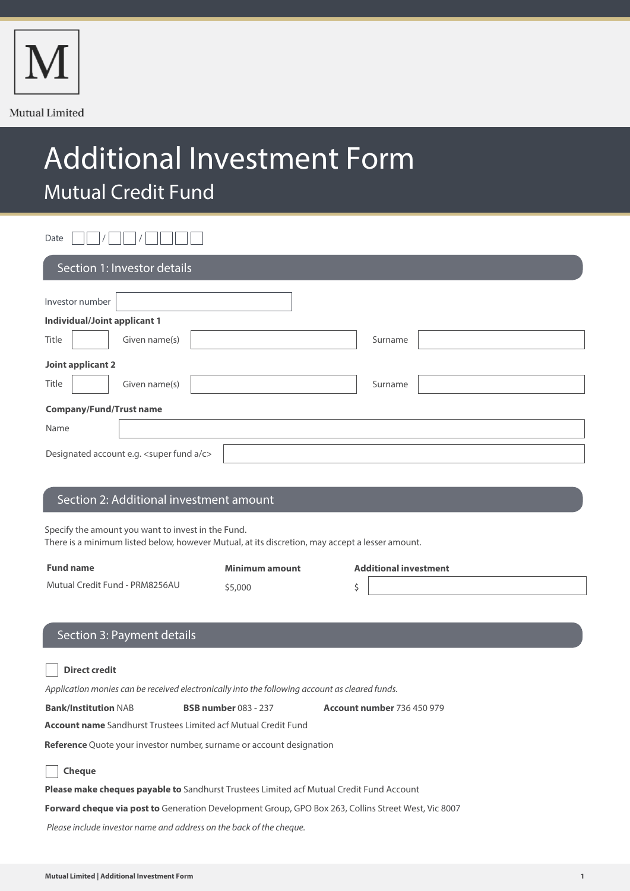M

Mutual Limited

# Additional Investment Form

## Mutual Credit Fund

Date ☐☐ / ☐☐ / ☐☐☐☐

## Section 1: Investor details

Investor number ____________

**Individual/Joint applicant 1**

Title ______ Given name(s) ____________ Surname ____________

**Joint applicant 2**

Title ______ Given name(s) ____________ Surname ____________

**Company/Fund/Trust name**

Name ____________

Designated account e.g. <super fund a/c> ____________

## Section 2: Additional investment amount

Specify the amount you want to invest in the Fund.
There is a minimum listed below, however Mutual, at its discretion, may accept a lesser amount.

| Fund name | Minimum amount | Additional investment |
|---|---|---|
| Mutual Credit Fund - PRM8256AU | $5,000 | $ ____________ |

## Section 3: Payment details

☐ **Direct credit**

*Application monies can be received electronically into the following account as cleared funds.*

**Bank/Institution** NAB **BSB number** 083 - 237 **Account number** 736 450 979

**Account name** Sandhurst Trustees Limited acf Mutual Credit Fund

**Reference** Quote your investor number, surname or account designation

☐ **Cheque**

**Please make cheques payable to** Sandhurst Trustees Limited acf Mutual Credit Fund Account

**Forward cheque via post to** Generation Development Group, GPO Box 263, Collins Street West, Vic 8007

*Please include investor name and address on the back of the cheque.*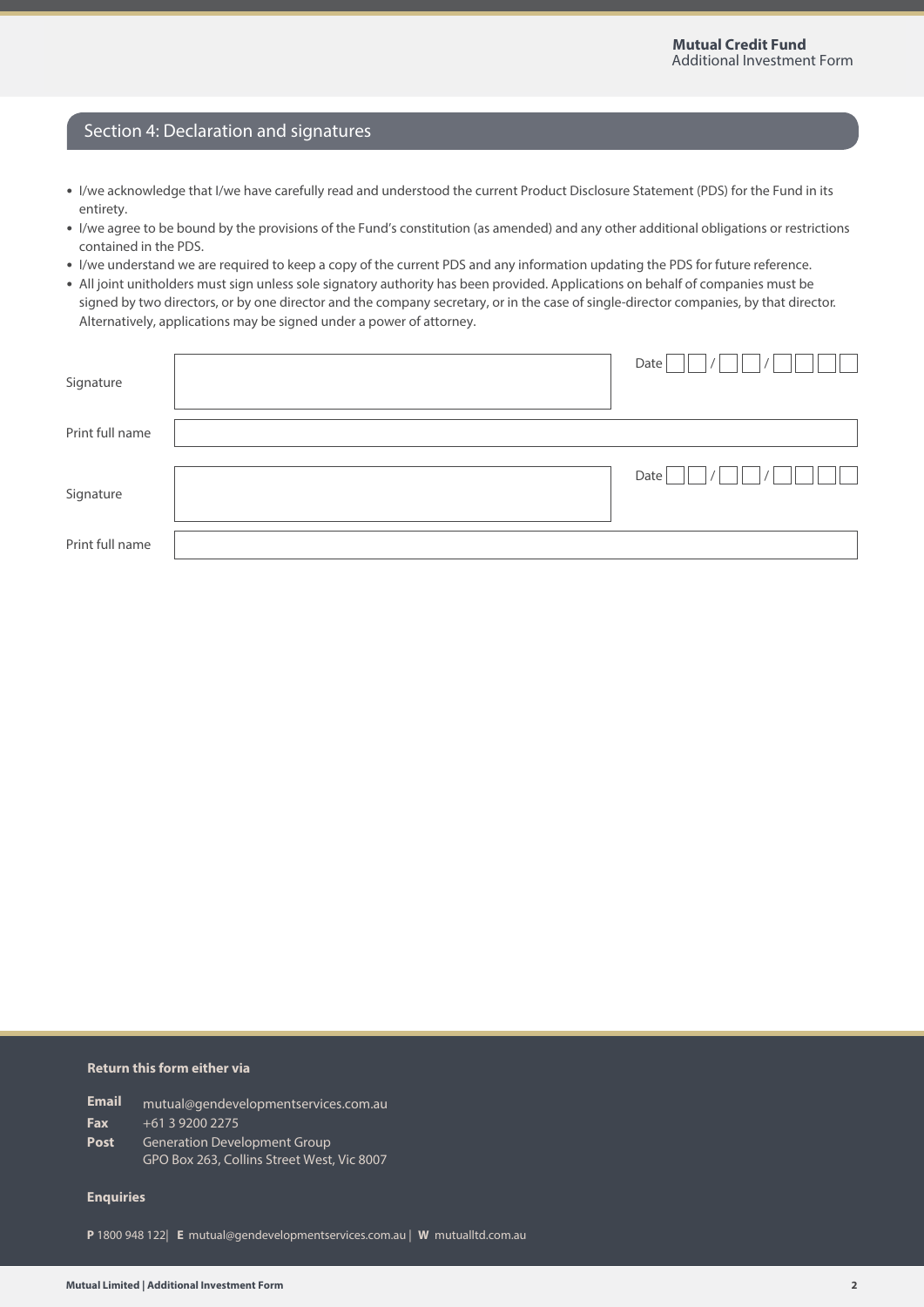## Section 4: Declaration and signatures

- I/we acknowledge that I/we have carefully read and understood the current Product Disclosure Statement (PDS) for the Fund in its entirety.
- I/we agree to be bound by the provisions of the Fund's constitution (as amended) and any other additional obligations or restrictions contained in the PDS.
- I/we understand we are required to keep a copy of the current PDS and any information updating the PDS for future reference.
- All joint unitholders must sign unless sole signatory authority has been provided. Applications on behalf of companies must be signed by two directors, or by one director and the company secretary, or in the case of single-director companies, by that director. Alternatively, applications may be signed under a power of attorney.

Signature ______________________ Date __ __ / __ __ / __ __ __ __

Print full name ______________________

Signature ______________________ Date __ __ / __ __ / __ __ __ __

Print full name ______________________

**Return this form either via**

**Email** mutual@gendevelopmentservices.com.au
**Fax** +61 3 9200 2275
**Post** Generation Development Group
GPO Box 263, Collins Street West, Vic 8007

**Enquiries**

**P** 1800 948 122| **E** mutual@gendevelopmentservices.com.au | **W** mutualltd.com.au